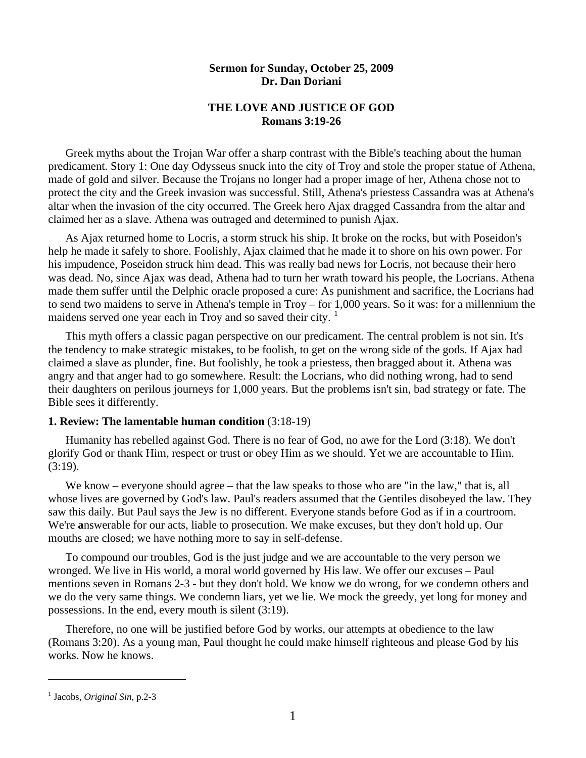**Sermon for Sunday, October 25, 2009**
**Dr. Dan Doriani**

# THE LOVE AND JUSTICE OF GOD
## Romans 3:19-26

Greek myths about the Trojan War offer a sharp contrast with the Bible's teaching about the human predicament. Story 1: One day Odysseus snuck into the city of Troy and stole the proper statue of Athena, made of gold and silver. Because the Trojans no longer had a proper image of her, Athena chose not to protect the city and the Greek invasion was successful. Still, Athena's priestess Cassandra was at Athena's altar when the invasion of the city occurred. The Greek hero Ajax dragged Cassandra from the altar and claimed her as a slave. Athena was outraged and determined to punish Ajax.

As Ajax returned home to Locris, a storm struck his ship. It broke on the rocks, but with Poseidon's help he made it safely to shore. Foolishly, Ajax claimed that he made it to shore on his own power. For his impudence, Poseidon struck him dead. This was really bad news for Locris, not because their hero was dead. No, since Ajax was dead, Athena had to turn her wrath toward his people, the Locrians. Athena made them suffer until the Delphic oracle proposed a cure: As punishment and sacrifice, the Locrians had to send two maidens to serve in Athena's temple in Troy – for 1,000 years. So it was: for a millennium the maidens served one year each in Troy and so saved their city. [1]

This myth offers a classic pagan perspective on our predicament. The central problem is not sin. It's the tendency to make strategic mistakes, to be foolish, to get on the wrong side of the gods. If Ajax had claimed a slave as plunder, fine. But foolishly, he took a priestess, then bragged about it. Athena was angry and that anger had to go somewhere. Result: the Locrians, who did nothing wrong, had to send their daughters on perilous journeys for 1,000 years. But the problems isn't sin, bad strategy or fate. The Bible sees it differently.

### 1. Review: The lamentable human condition (3:18-19)

Humanity has rebelled against God. There is no fear of God, no awe for the Lord (3:18). We don't glorify God or thank Him, respect or trust or obey Him as we should. Yet we are accountable to Him. (3:19).

We know – everyone should agree – that the law speaks to those who are "in the law," that is, all whose lives are governed by God's law. Paul's readers assumed that the Gentiles disobeyed the law. They saw this daily. But Paul says the Jew is no different. Everyone stands before God as if in a courtroom. We're **a**nswerable for our acts, liable to prosecution. We make excuses, but they don't hold up. Our mouths are closed; we have nothing more to say in self-defense.

To compound our troubles, God is the just judge and we are accountable to the very person we wronged. We live in His world, a moral world governed by His law. We offer our excuses – Paul mentions seven in Romans 2-3 - but they don't hold. We know we do wrong, for we condemn others and we do the very same things. We condemn liars, yet we lie. We mock the greedy, yet long for money and possessions. In the end, every mouth is silent (3:19).

Therefore, no one will be justified before God by works, our attempts at obedience to the law (Romans 3:20). As a young man, Paul thought he could make himself righteous and please God by his works. Now he knows.

---

[1] Jacobs, *Original Sin*, p.2-3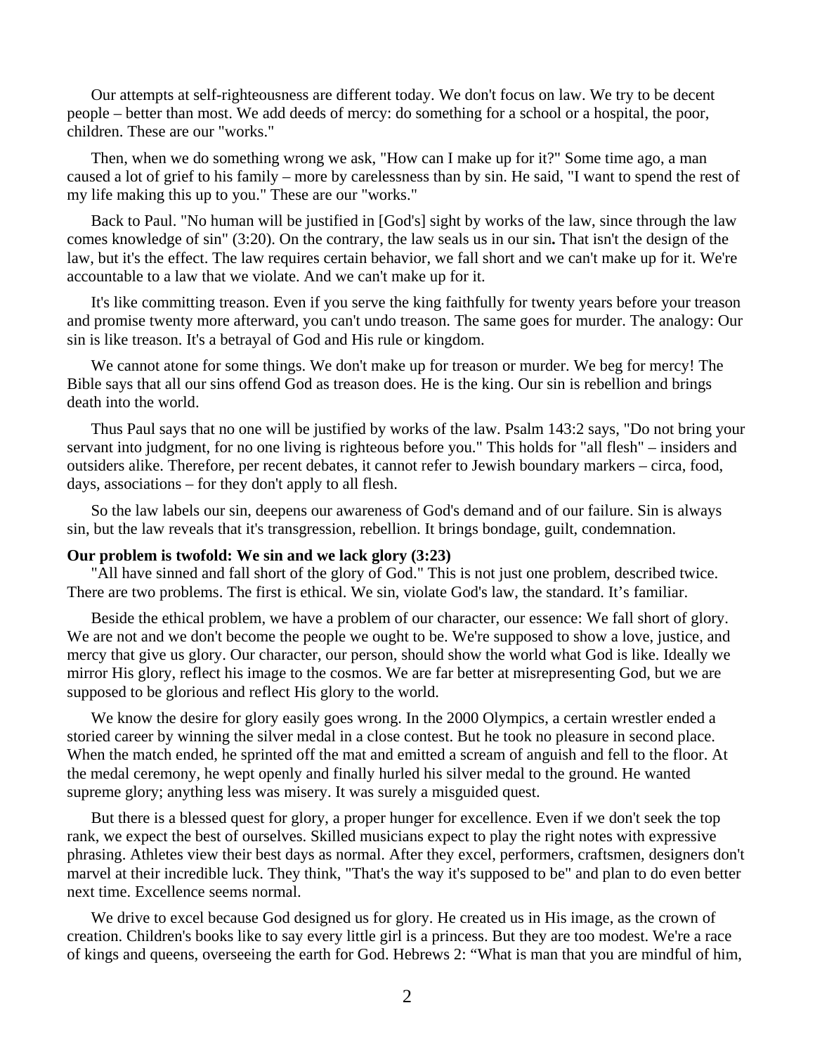Our attempts at self-righteousness are different today. We don't focus on law. We try to be decent people – better than most. We add deeds of mercy: do something for a school or a hospital, the poor, children. These are our "works."

Then, when we do something wrong we ask, "How can I make up for it?" Some time ago, a man caused a lot of grief to his family – more by carelessness than by sin. He said, "I want to spend the rest of my life making this up to you." These are our "works."

Back to Paul. "No human will be justified in [God's] sight by works of the law, since through the law comes knowledge of sin" (3:20). On the contrary, the law seals us in our sin**.** That isn't the design of the law, but it's the effect. The law requires certain behavior, we fall short and we can't make up for it. We're accountable to a law that we violate. And we can't make up for it.

It's like committing treason. Even if you serve the king faithfully for twenty years before your treason and promise twenty more afterward, you can't undo treason. The same goes for murder. The analogy: Our sin is like treason. It's a betrayal of God and His rule or kingdom.

We cannot atone for some things. We don't make up for treason or murder. We beg for mercy! The Bible says that all our sins offend God as treason does. He is the king. Our sin is rebellion and brings death into the world.

Thus Paul says that no one will be justified by works of the law. Psalm 143:2 says, "Do not bring your servant into judgment, for no one living is righteous before you." This holds for "all flesh" – insiders and outsiders alike. Therefore, per recent debates, it cannot refer to Jewish boundary markers – circa, food, days, associations – for they don't apply to all flesh.

So the law labels our sin, deepens our awareness of God's demand and of our failure. Sin is always sin, but the law reveals that it's transgression, rebellion. It brings bondage, guilt, condemnation.

**Our problem is twofold: We sin and we lack glory (3:23)**

"All have sinned and fall short of the glory of God." This is not just one problem, described twice. There are two problems. The first is ethical. We sin, violate God's law, the standard. It's familiar.

Beside the ethical problem, we have a problem of our character, our essence: We fall short of glory. We are not and we don't become the people we ought to be. We're supposed to show a love, justice, and mercy that give us glory. Our character, our person, should show the world what God is like. Ideally we mirror His glory, reflect his image to the cosmos. We are far better at misrepresenting God, but we are supposed to be glorious and reflect His glory to the world.

We know the desire for glory easily goes wrong. In the 2000 Olympics, a certain wrestler ended a storied career by winning the silver medal in a close contest. But he took no pleasure in second place. When the match ended, he sprinted off the mat and emitted a scream of anguish and fell to the floor. At the medal ceremony, he wept openly and finally hurled his silver medal to the ground. He wanted supreme glory; anything less was misery. It was surely a misguided quest.

But there is a blessed quest for glory, a proper hunger for excellence. Even if we don't seek the top rank, we expect the best of ourselves. Skilled musicians expect to play the right notes with expressive phrasing. Athletes view their best days as normal. After they excel, performers, craftsmen, designers don't marvel at their incredible luck. They think, "That's the way it's supposed to be" and plan to do even better next time. Excellence seems normal.

We drive to excel because God designed us for glory. He created us in His image, as the crown of creation. Children's books like to say every little girl is a princess. But they are too modest. We're a race of kings and queens, overseeing the earth for God. Hebrews 2: "What is man that you are mindful of him,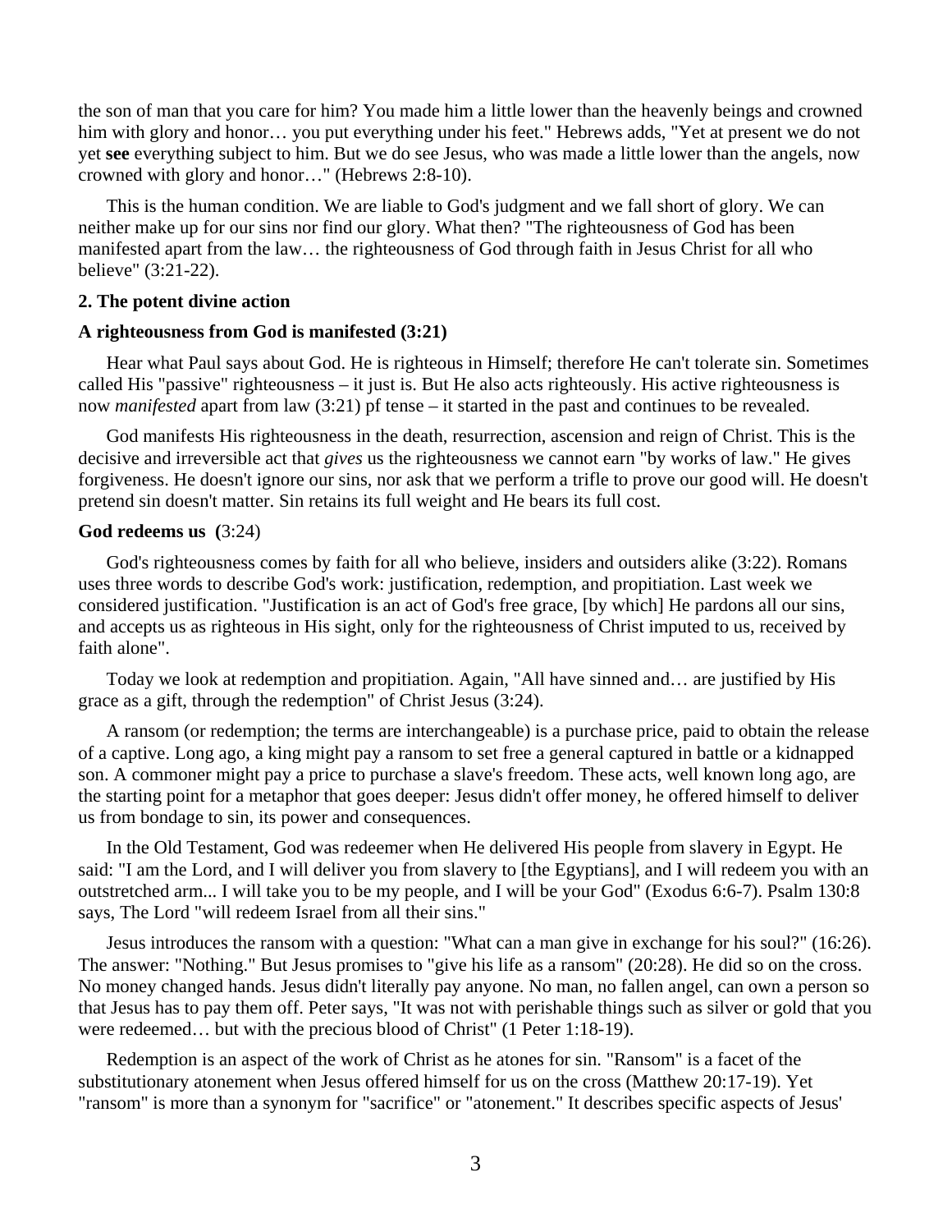the son of man that you care for him? You made him a little lower than the heavenly beings and crowned him with glory and honor… you put everything under his feet." Hebrews adds, "Yet at present we do not yet **see** everything subject to him. But we do see Jesus, who was made a little lower than the angels, now crowned with glory and honor…" (Hebrews 2:8-10).

This is the human condition. We are liable to God's judgment and we fall short of glory. We can neither make up for our sins nor find our glory. What then? "The righteousness of God has been manifested apart from the law… the righteousness of God through faith in Jesus Christ for all who believe" (3:21-22).

**2. The potent divine action**

**A righteousness from God is manifested (3:21)**

Hear what Paul says about God. He is righteous in Himself; therefore He can't tolerate sin. Sometimes called His "passive" righteousness – it just is. But He also acts righteously. His active righteousness is now *manifested* apart from law (3:21) pf tense – it started in the past and continues to be revealed.

God manifests His righteousness in the death, resurrection, ascension and reign of Christ. This is the decisive and irreversible act that *gives* us the righteousness we cannot earn "by works of law." He gives forgiveness. He doesn't ignore our sins, nor ask that we perform a trifle to prove our good will. He doesn't pretend sin doesn't matter. Sin retains its full weight and He bears its full cost.

**God redeems us (**3:24)

God's righteousness comes by faith for all who believe, insiders and outsiders alike (3:22). Romans uses three words to describe God's work: justification, redemption, and propitiation. Last week we considered justification. "Justification is an act of God's free grace, [by which] He pardons all our sins, and accepts us as righteous in His sight, only for the righteousness of Christ imputed to us, received by faith alone".

Today we look at redemption and propitiation. Again, "All have sinned and… are justified by His grace as a gift, through the redemption" of Christ Jesus (3:24).

A ransom (or redemption; the terms are interchangeable) is a purchase price, paid to obtain the release of a captive. Long ago, a king might pay a ransom to set free a general captured in battle or a kidnapped son. A commoner might pay a price to purchase a slave's freedom. These acts, well known long ago, are the starting point for a metaphor that goes deeper: Jesus didn't offer money, he offered himself to deliver us from bondage to sin, its power and consequences.

In the Old Testament, God was redeemer when He delivered His people from slavery in Egypt. He said: "I am the Lord, and I will deliver you from slavery to [the Egyptians], and I will redeem you with an outstretched arm... I will take you to be my people, and I will be your God" (Exodus 6:6-7). Psalm 130:8 says, The Lord "will redeem Israel from all their sins."

Jesus introduces the ransom with a question: "What can a man give in exchange for his soul?" (16:26). The answer: "Nothing." But Jesus promises to "give his life as a ransom" (20:28). He did so on the cross. No money changed hands. Jesus didn't literally pay anyone. No man, no fallen angel, can own a person so that Jesus has to pay them off. Peter says, "It was not with perishable things such as silver or gold that you were redeemed… but with the precious blood of Christ" (1 Peter 1:18-19).

Redemption is an aspect of the work of Christ as he atones for sin. "Ransom" is a facet of the substitutionary atonement when Jesus offered himself for us on the cross (Matthew 20:17-19). Yet "ransom" is more than a synonym for "sacrifice" or "atonement." It describes specific aspects of Jesus'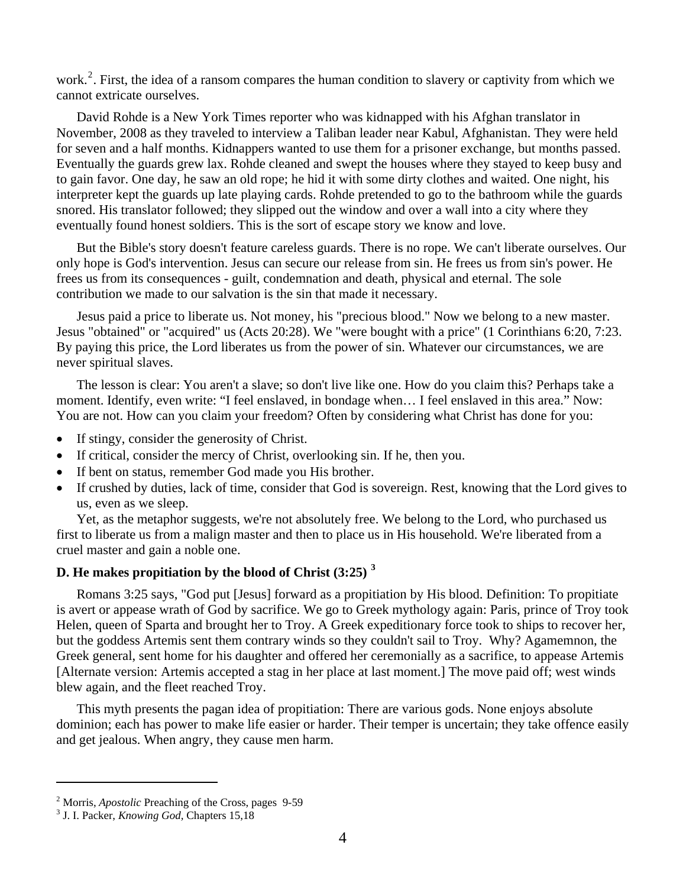work.[2]. First, the idea of a ransom compares the human condition to slavery or captivity from which we cannot extricate ourselves.

David Rohde is a New York Times reporter who was kidnapped with his Afghan translator in November, 2008 as they traveled to interview a Taliban leader near Kabul, Afghanistan. They were held for seven and a half months. Kidnappers wanted to use them for a prisoner exchange, but months passed. Eventually the guards grew lax. Rohde cleaned and swept the houses where they stayed to keep busy and to gain favor. One day, he saw an old rope; he hid it with some dirty clothes and waited. One night, his interpreter kept the guards up late playing cards. Rohde pretended to go to the bathroom while the guards snored. His translator followed; they slipped out the window and over a wall into a city where they eventually found honest soldiers. This is the sort of escape story we know and love.

But the Bible's story doesn't feature careless guards. There is no rope. We can't liberate ourselves. Our only hope is God's intervention. Jesus can secure our release from sin. He frees us from sin's power. He frees us from its consequences - guilt, condemnation and death, physical and eternal. The sole contribution we made to our salvation is the sin that made it necessary.

Jesus paid a price to liberate us. Not money, his "precious blood." Now we belong to a new master. Jesus "obtained" or "acquired" us (Acts 20:28). We "were bought with a price" (1 Corinthians 6:20, 7:23. By paying this price, the Lord liberates us from the power of sin. Whatever our circumstances, we are never spiritual slaves.

The lesson is clear: You aren't a slave; so don't live like one. How do you claim this? Perhaps take a moment. Identify, even write: "I feel enslaved, in bondage when… I feel enslaved in this area." Now: You are not. How can you claim your freedom? Often by considering what Christ has done for you:

- If stingy, consider the generosity of Christ.
- If critical, consider the mercy of Christ, overlooking sin. If he, then you.
- If bent on status, remember God made you His brother.
- If crushed by duties, lack of time, consider that God is sovereign. Rest, knowing that the Lord gives to us, even as we sleep.

Yet, as the metaphor suggests, we're not absolutely free. We belong to the Lord, who purchased us first to liberate us from a malign master and then to place us in His household. We're liberated from a cruel master and gain a noble one.

### D. He makes propitiation by the blood of Christ (3:25) [3]

Romans 3:25 says, "God put [Jesus] forward as a propitiation by His blood. Definition: To propitiate is avert or appease wrath of God by sacrifice. We go to Greek mythology again: Paris, prince of Troy took Helen, queen of Sparta and brought her to Troy. A Greek expeditionary force took to ships to recover her, but the goddess Artemis sent them contrary winds so they couldn't sail to Troy. Why? Agamemnon, the Greek general, sent home for his daughter and offered her ceremonially as a sacrifice, to appease Artemis [Alternate version: Artemis accepted a stag in her place at last moment.] The move paid off; west winds blew again, and the fleet reached Troy.

This myth presents the pagan idea of propitiation: There are various gods. None enjoys absolute dominion; each has power to make life easier or harder. Their temper is uncertain; they take offence easily and get jealous. When angry, they cause men harm.

---

[2] Morris, *Apostolic* Preaching of the Cross, pages 9-59

[3] J. I. Packer, *Knowing God*, Chapters 15,18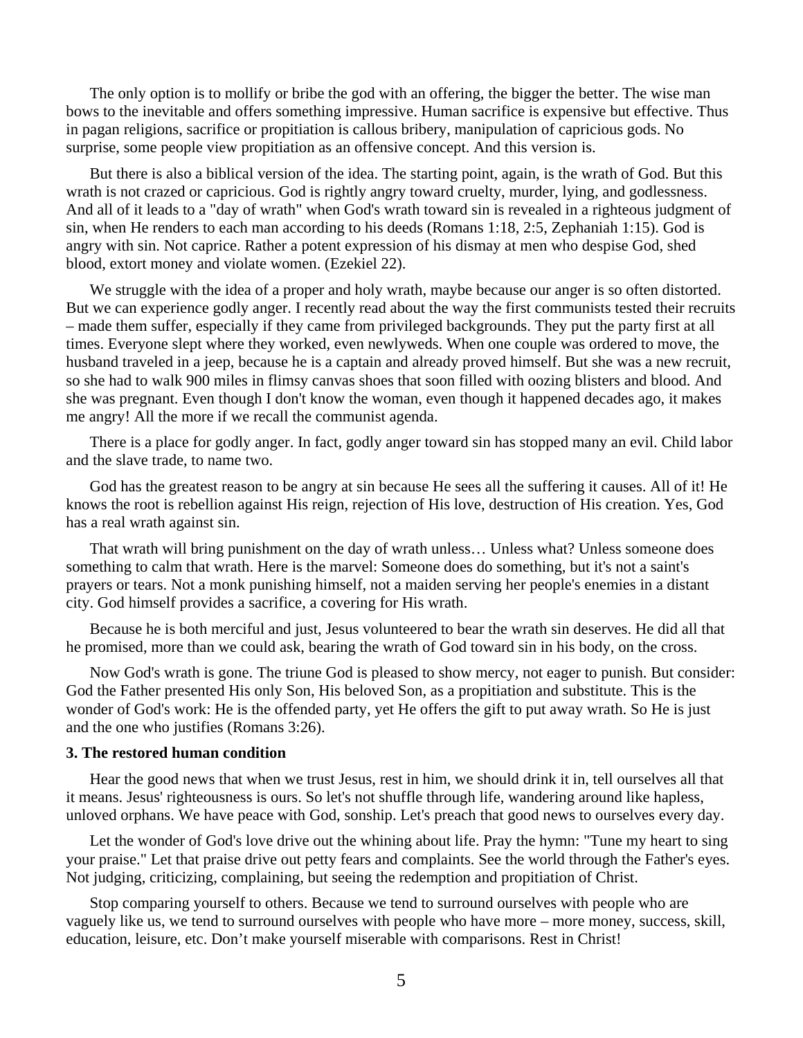The only option is to mollify or bribe the god with an offering, the bigger the better. The wise man bows to the inevitable and offers something impressive. Human sacrifice is expensive but effective. Thus in pagan religions, sacrifice or propitiation is callous bribery, manipulation of capricious gods. No surprise, some people view propitiation as an offensive concept. And this version is.

But there is also a biblical version of the idea. The starting point, again, is the wrath of God. But this wrath is not crazed or capricious. God is rightly angry toward cruelty, murder, lying, and godlessness. And all of it leads to a "day of wrath" when God's wrath toward sin is revealed in a righteous judgment of sin, when He renders to each man according to his deeds (Romans 1:18, 2:5, Zephaniah 1:15). God is angry with sin. Not caprice. Rather a potent expression of his dismay at men who despise God, shed blood, extort money and violate women. (Ezekiel 22).

We struggle with the idea of a proper and holy wrath, maybe because our anger is so often distorted. But we can experience godly anger. I recently read about the way the first communists tested their recruits – made them suffer, especially if they came from privileged backgrounds. They put the party first at all times. Everyone slept where they worked, even newlyweds. When one couple was ordered to move, the husband traveled in a jeep, because he is a captain and already proved himself. But she was a new recruit, so she had to walk 900 miles in flimsy canvas shoes that soon filled with oozing blisters and blood. And she was pregnant. Even though I don't know the woman, even though it happened decades ago, it makes me angry! All the more if we recall the communist agenda.

There is a place for godly anger. In fact, godly anger toward sin has stopped many an evil. Child labor and the slave trade, to name two.

God has the greatest reason to be angry at sin because He sees all the suffering it causes. All of it! He knows the root is rebellion against His reign, rejection of His love, destruction of His creation. Yes, God has a real wrath against sin.

That wrath will bring punishment on the day of wrath unless… Unless what? Unless someone does something to calm that wrath. Here is the marvel: Someone does do something, but it's not a saint's prayers or tears. Not a monk punishing himself, not a maiden serving her people's enemies in a distant city. God himself provides a sacrifice, a covering for His wrath.

Because he is both merciful and just, Jesus volunteered to bear the wrath sin deserves. He did all that he promised, more than we could ask, bearing the wrath of God toward sin in his body, on the cross.

Now God's wrath is gone. The triune God is pleased to show mercy, not eager to punish. But consider: God the Father presented His only Son, His beloved Son, as a propitiation and substitute. This is the wonder of God's work: He is the offended party, yet He offers the gift to put away wrath. So He is just and the one who justifies (Romans 3:26).

**3. The restored human condition**

Hear the good news that when we trust Jesus, rest in him, we should drink it in, tell ourselves all that it means. Jesus' righteousness is ours. So let's not shuffle through life, wandering around like hapless, unloved orphans. We have peace with God, sonship. Let's preach that good news to ourselves every day.

Let the wonder of God's love drive out the whining about life. Pray the hymn: "Tune my heart to sing your praise." Let that praise drive out petty fears and complaints. See the world through the Father's eyes. Not judging, criticizing, complaining, but seeing the redemption and propitiation of Christ.

Stop comparing yourself to others. Because we tend to surround ourselves with people who are vaguely like us, we tend to surround ourselves with people who have more – more money, success, skill, education, leisure, etc. Don't make yourself miserable with comparisons. Rest in Christ!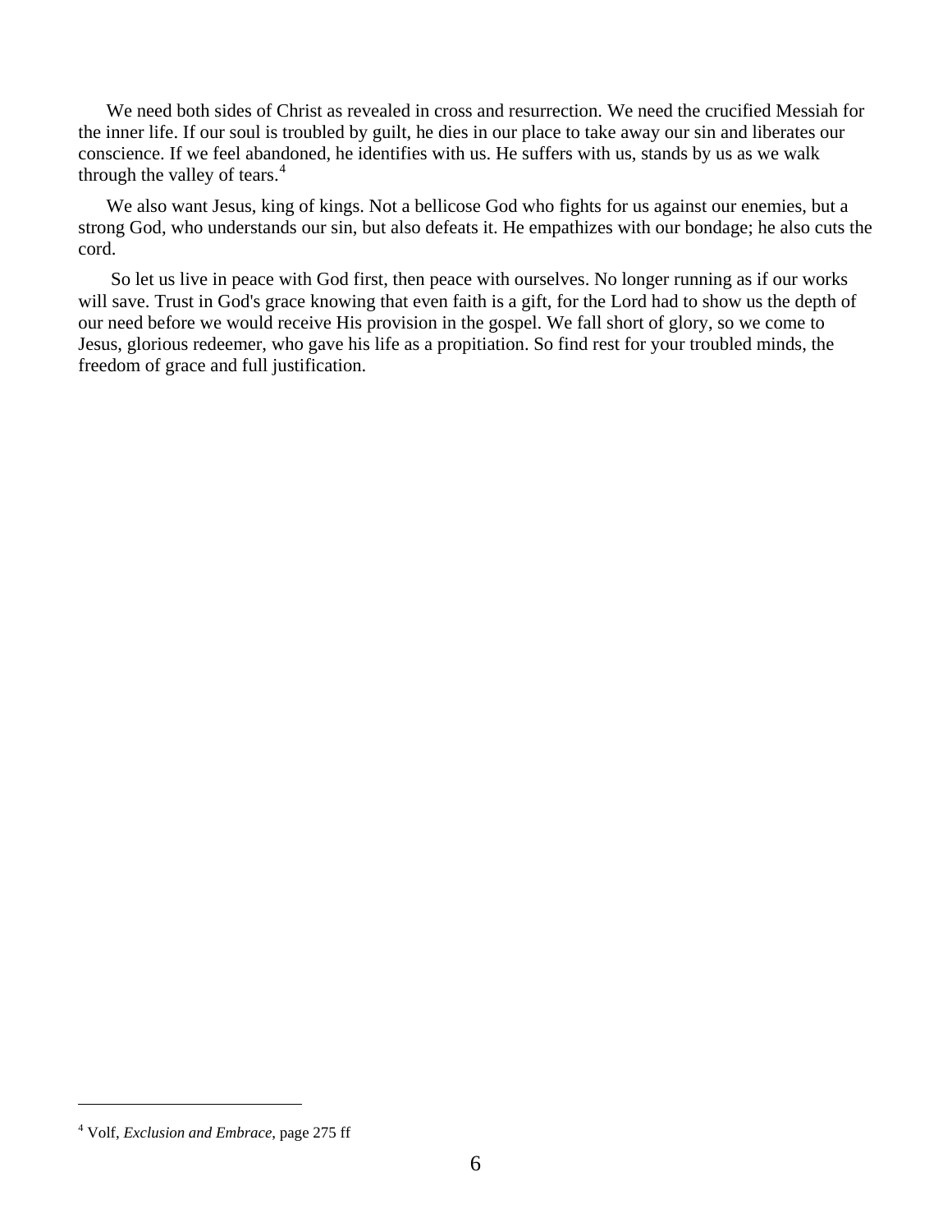We need both sides of Christ as revealed in cross and resurrection. We need the crucified Messiah for the inner life. If our soul is troubled by guilt, he dies in our place to take away our sin and liberates our conscience. If we feel abandoned, he identifies with us. He suffers with us, stands by us as we walk through the valley of tears.[4]

We also want Jesus, king of kings. Not a bellicose God who fights for us against our enemies, but a strong God, who understands our sin, but also defeats it. He empathizes with our bondage; he also cuts the cord.

So let us live in peace with God first, then peace with ourselves. No longer running as if our works will save. Trust in God's grace knowing that even faith is a gift, for the Lord had to show us the depth of our need before we would receive His provision in the gospel. We fall short of glory, so we come to Jesus, glorious redeemer, who gave his life as a propitiation. So find rest for your troubled minds, the freedom of grace and full justification.

---

[4] Volf, *Exclusion and Embrace*, page 275 ff